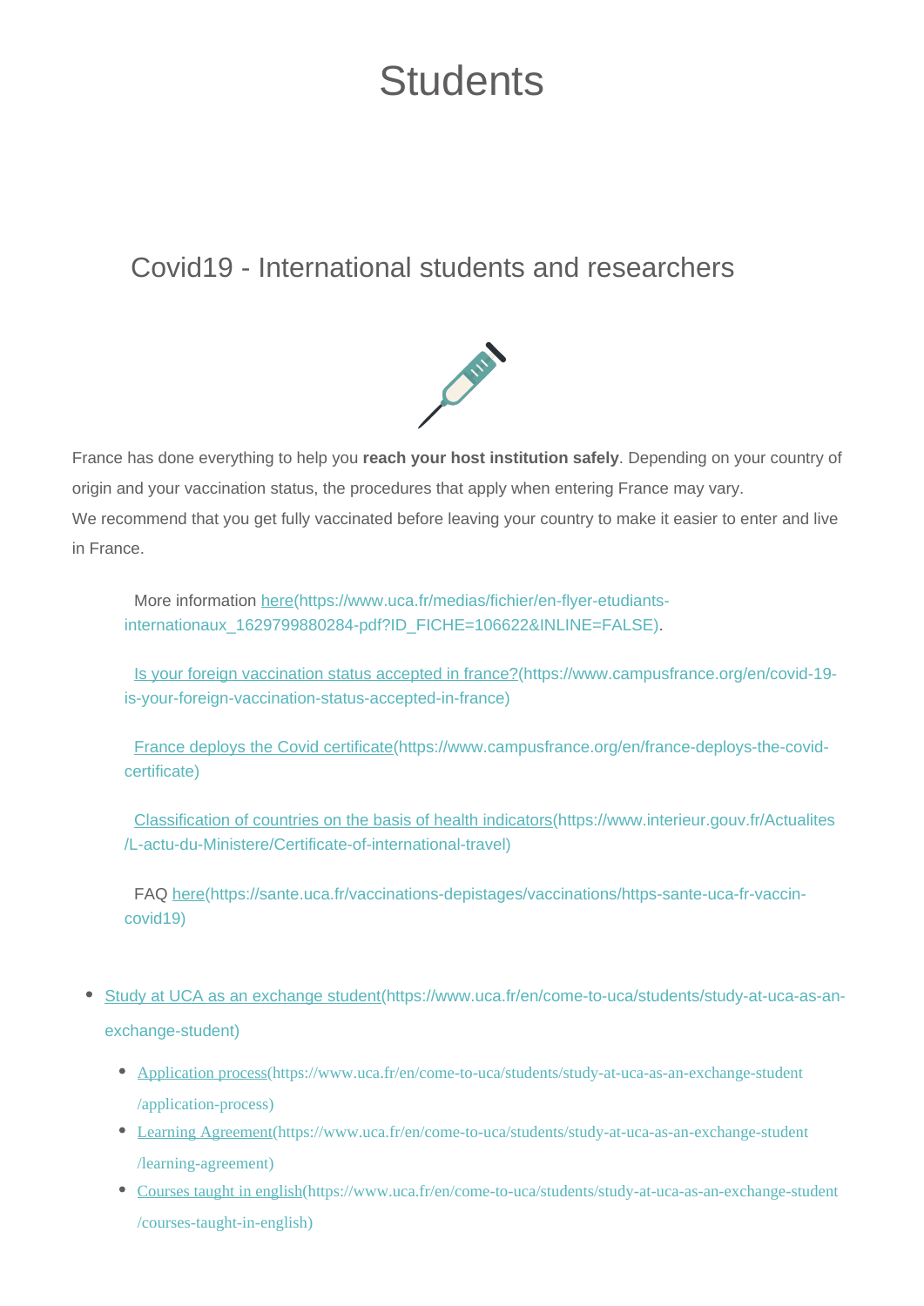# Students

## Covid19 - International students and researchers

France has done everything to help you **reach your host institution safely**. Depending on your country of origin and your vaccination status, the procedures that apply when entering France may vary.
We recommend that you get fully vaccinated before leaving your country to make it easier to enter and live in France.

More information here(https://www.uca.fr/medias/fichier/en-flyer-etudiants-internationaux_1629799880284-pdf?ID_FICHE=106622&INLINE=FALSE).

Is your foreign vaccination status accepted in france?(https://www.campusfrance.org/en/covid-19-is-your-foreign-vaccination-status-accepted-in-france)

France deploys the Covid certificate(https://www.campusfrance.org/en/france-deploys-the-covid-certificate)

Classification of countries on the basis of health indicators(https://www.interieur.gouv.fr/Actualites/L-actu-du-Ministere/Certificate-of-international-travel)

FAQ here(https://sante.uca.fr/vaccinations-depistages/vaccinations/https-sante-uca-fr-vaccin-covid19)

- Study at UCA as an exchange student(https://www.uca.fr/en/come-to-uca/students/study-at-uca-as-an-exchange-student)
  - Application process(https://www.uca.fr/en/come-to-uca/students/study-at-uca-as-an-exchange-student/application-process)
  - Learning Agreement(https://www.uca.fr/en/come-to-uca/students/study-at-uca-as-an-exchange-student/learning-agreement)
  - Courses taught in english(https://www.uca.fr/en/come-to-uca/students/study-at-uca-as-an-exchange-student/courses-taught-in-english)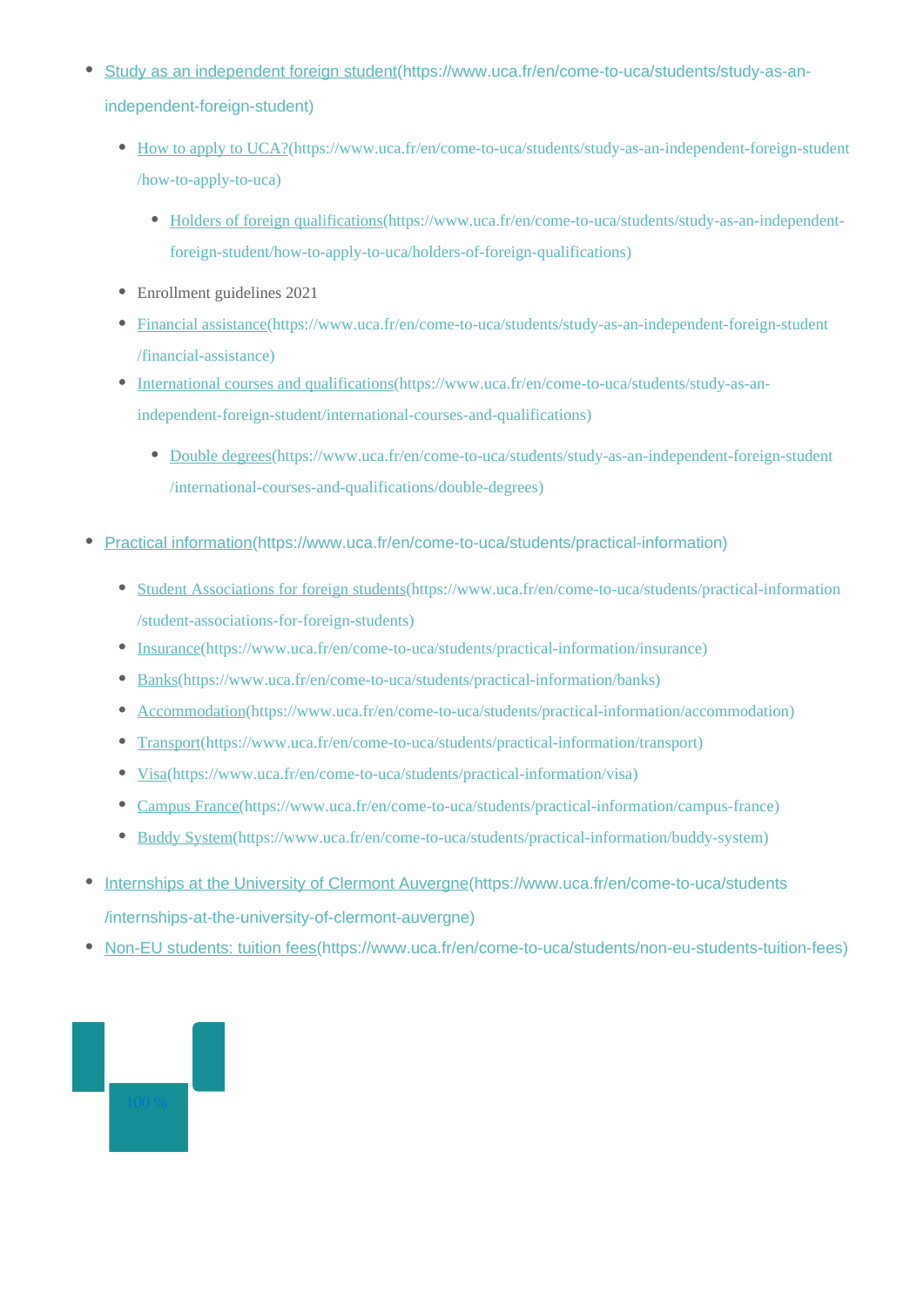- [Study as an independent foreign student](https://www.uca.fr/en/come-to-uca/students/study-as-an-independent-foreign-student)(https://www.uca.fr/en/come-to-uca/students/study-as-an-independent-foreign-student)
  - [How to apply to UCA?](https://www.uca.fr/en/come-to-uca/students/study-as-an-independent-foreign-student/how-to-apply-to-uca)(https://www.uca.fr/en/come-to-uca/students/study-as-an-independent-foreign-student/how-to-apply-to-uca)
    - [Holders of foreign qualifications](https://www.uca.fr/en/come-to-uca/students/study-as-an-independent-foreign-student/how-to-apply-to-uca/holders-of-foreign-qualifications)(https://www.uca.fr/en/come-to-uca/students/study-as-an-independent-foreign-student/how-to-apply-to-uca/holders-of-foreign-qualifications)
  - Enrollment guidelines 2021
  - [Financial assistance](https://www.uca.fr/en/come-to-uca/students/study-as-an-independent-foreign-student/financial-assistance)(https://www.uca.fr/en/come-to-uca/students/study-as-an-independent-foreign-student/financial-assistance)
  - [International courses and qualifications](https://www.uca.fr/en/come-to-uca/students/study-as-an-independent-foreign-student/international-courses-and-qualifications)(https://www.uca.fr/en/come-to-uca/students/study-as-an-independent-foreign-student/international-courses-and-qualifications)
    - [Double degrees](https://www.uca.fr/en/come-to-uca/students/study-as-an-independent-foreign-student/international-courses-and-qualifications/double-degrees)(https://www.uca.fr/en/come-to-uca/students/study-as-an-independent-foreign-student/international-courses-and-qualifications/double-degrees)
- [Practical information](https://www.uca.fr/en/come-to-uca/students/practical-information)(https://www.uca.fr/en/come-to-uca/students/practical-information)
  - [Student Associations for foreign students](https://www.uca.fr/en/come-to-uca/students/practical-information/student-associations-for-foreign-students)(https://www.uca.fr/en/come-to-uca/students/practical-information/student-associations-for-foreign-students)
  - [Insurance](https://www.uca.fr/en/come-to-uca/students/practical-information/insurance)(https://www.uca.fr/en/come-to-uca/students/practical-information/insurance)
  - [Banks](https://www.uca.fr/en/come-to-uca/students/practical-information/banks)(https://www.uca.fr/en/come-to-uca/students/practical-information/banks)
  - [Accommodation](https://www.uca.fr/en/come-to-uca/students/practical-information/accommodation)(https://www.uca.fr/en/come-to-uca/students/practical-information/accommodation)
  - [Transport](https://www.uca.fr/en/come-to-uca/students/practical-information/transport)(https://www.uca.fr/en/come-to-uca/students/practical-information/transport)
  - [Visa](https://www.uca.fr/en/come-to-uca/students/practical-information/visa)(https://www.uca.fr/en/come-to-uca/students/practical-information/visa)
  - [Campus France](https://www.uca.fr/en/come-to-uca/students/practical-information/campus-france)(https://www.uca.fr/en/come-to-uca/students/practical-information/campus-france)
  - [Buddy System](https://www.uca.fr/en/come-to-uca/students/practical-information/buddy-system)(https://www.uca.fr/en/come-to-uca/students/practical-information/buddy-system)
- [Internships at the University of Clermont Auvergne](https://www.uca.fr/en/come-to-uca/students/internships-at-the-university-of-clermont-auvergne)(https://www.uca.fr/en/come-to-uca/students/internships-at-the-university-of-clermont-auvergne)
- [Non-EU students: tuition fees](https://www.uca.fr/en/come-to-uca/students/non-eu-students-tuition-fees)(https://www.uca.fr/en/come-to-uca/students/non-eu-students-tuition-fees)

100 %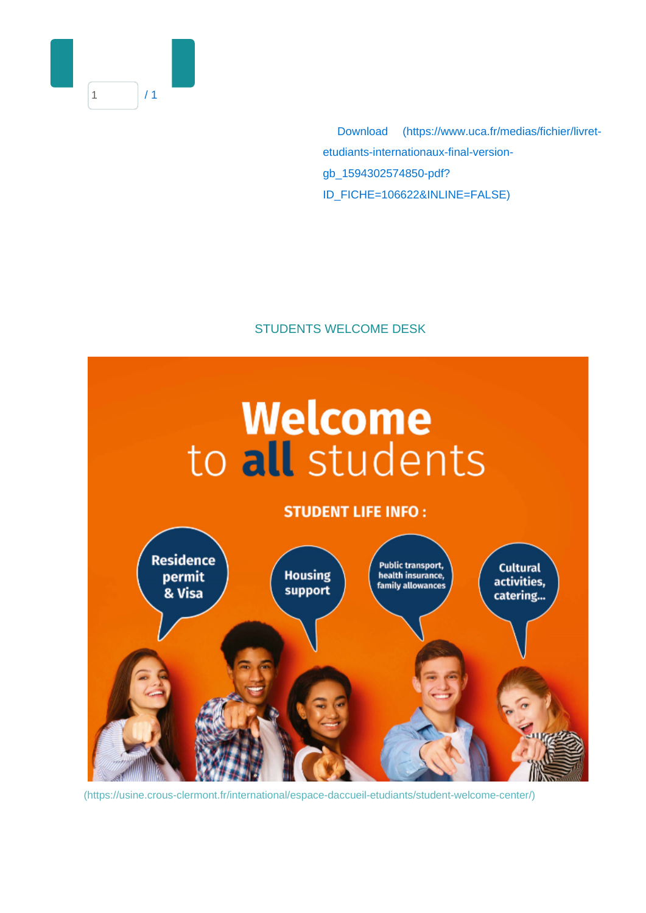1 / 1

Download (https://www.uca.fr/medias/fichier/livret-etudiants-internationaux-final-version-gb_1594302574850-pdf?ID_FICHE=106622&INLINE=FALSE)

STUDENTS WELCOME DESK

Welcome to all students

STUDENT LIFE INFO :

Residence permit & Visa

Housing support

Public transport, health insurance, family allowances

Cultural activities, catering...

(https://usine.crous-clermont.fr/international/espace-daccueil-etudiants/student-welcome-center/)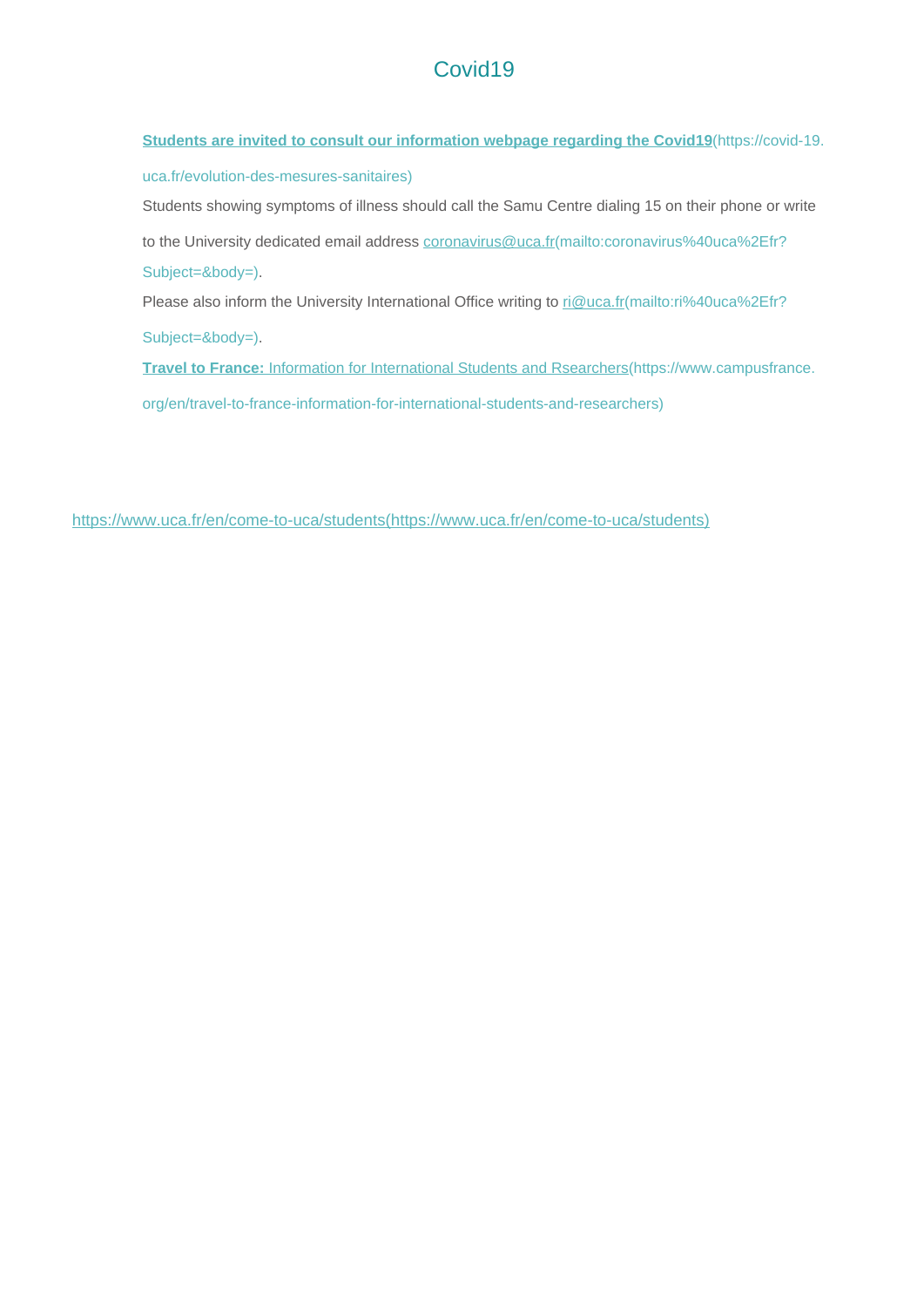## Covid19

**Students are invited to consult our information webpage regarding the Covid19**(https://covid-19.uca.fr/evolution-des-mesures-sanitaires)

Students showing symptoms of illness should call the Samu Centre dialing 15 on their phone or write to the University dedicated email address coronavirus@uca.fr(mailto:coronavirus%40uca%2Efr?Subject=&body=).

Please also inform the University International Office writing to ri@uca.fr(mailto:ri%40uca%2Efr?Subject=&body=).

**Travel to France:** Information for International Students and Rsearchers(https://www.campusfrance.org/en/travel-to-france-information-for-international-students-and-researchers)

https://www.uca.fr/en/come-to-uca/students(https://www.uca.fr/en/come-to-uca/students)